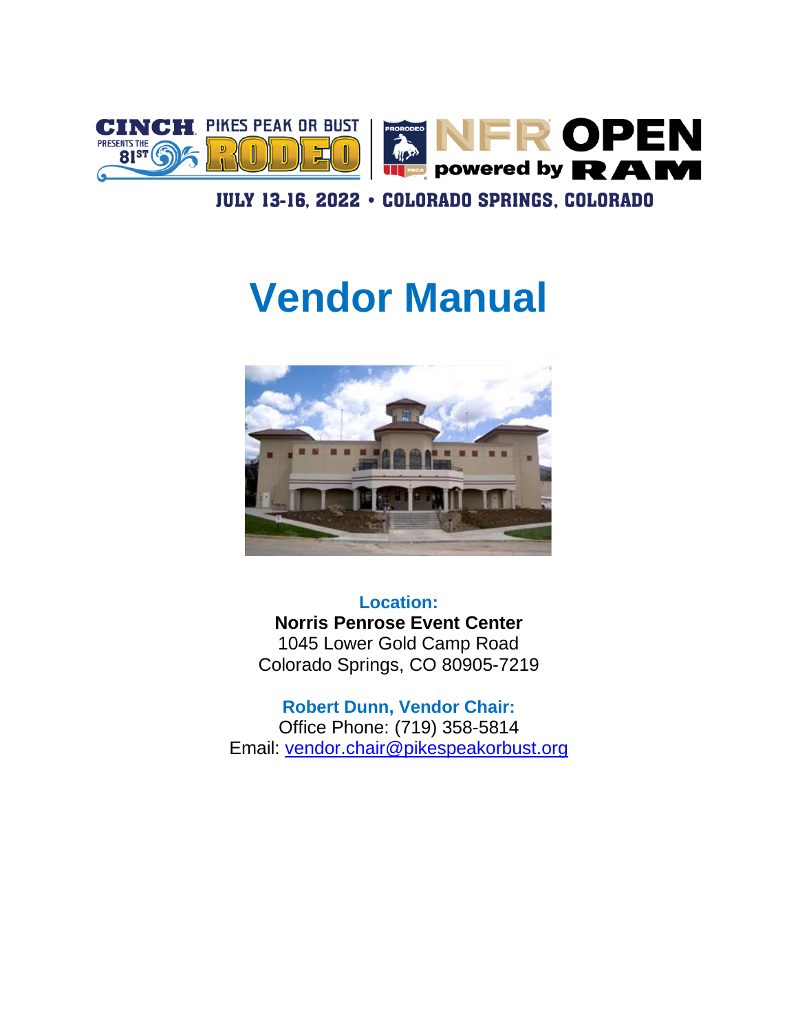CINCH PRESENTS THE 81ST PIKES PEAK OR BUST RODEO | PRORODEO NFR OPEN powered by RAM

JULY 13-16, 2022 • COLORADO SPRINGS, COLORADO

# Vendor Manual

**Location:**
**Norris Penrose Event Center**
1045 Lower Gold Camp Road
Colorado Springs, CO 80905-7219

**Robert Dunn, Vendor Chair:**
Office Phone: (719) 358-5814
Email: vendor.chair@pikespeakorbust.org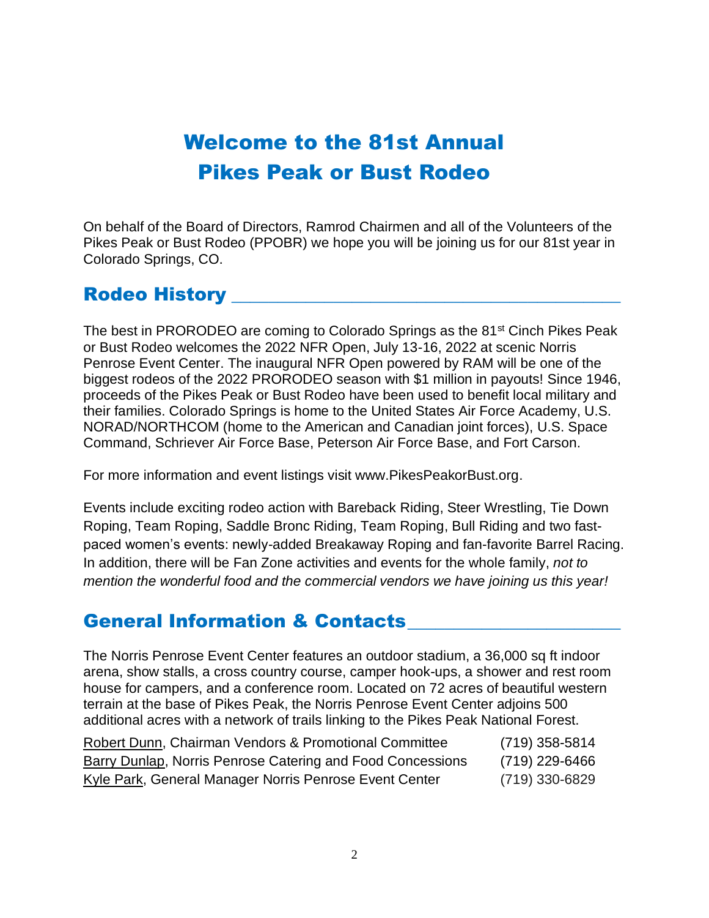# Welcome to the 81st Annual Pikes Peak or Bust Rodeo

On behalf of the Board of Directors, Ramrod Chairmen and all of the Volunteers of the Pikes Peak or Bust Rodeo (PPOBR) we hope you will be joining us for our 81st year in Colorado Springs, CO.

## Rodeo History

The best in PRORODEO are coming to Colorado Springs as the 81st Cinch Pikes Peak or Bust Rodeo welcomes the 2022 NFR Open, July 13-16, 2022 at scenic Norris Penrose Event Center. The inaugural NFR Open powered by RAM will be one of the biggest rodeos of the 2022 PRORODEO season with $1 million in payouts! Since 1946, proceeds of the Pikes Peak or Bust Rodeo have been used to benefit local military and their families. Colorado Springs is home to the United States Air Force Academy, U.S. NORAD/NORTHCOM (home to the American and Canadian joint forces), U.S. Space Command, Schriever Air Force Base, Peterson Air Force Base, and Fort Carson.

For more information and event listings visit www.PikesPeakorBust.org.

Events include exciting rodeo action with Bareback Riding, Steer Wrestling, Tie Down Roping, Team Roping, Saddle Bronc Riding, Team Roping, Bull Riding and two fast-paced women's events: newly-added Breakaway Roping and fan-favorite Barrel Racing. In addition, there will be Fan Zone activities and events for the whole family, *not to mention the wonderful food and the commercial vendors we have joining us this year!*

## General Information & Contacts

The Norris Penrose Event Center features an outdoor stadium, a 36,000 sq ft indoor arena, show stalls, a cross country course, camper hook-ups, a shower and rest room house for campers, and a conference room. Located on 72 acres of beautiful western terrain at the base of Pikes Peak, the Norris Penrose Event Center adjoins 500 additional acres with a network of trails linking to the Pikes Peak National Forest.

| | |
|---|---|
| Robert Dunn, Chairman Vendors & Promotional Committee | (719) 358-5814 |
| Barry Dunlap, Norris Penrose Catering and Food Concessions | (719) 229-6466 |
| Kyle Park, General Manager Norris Penrose Event Center | (719) 330-6829 |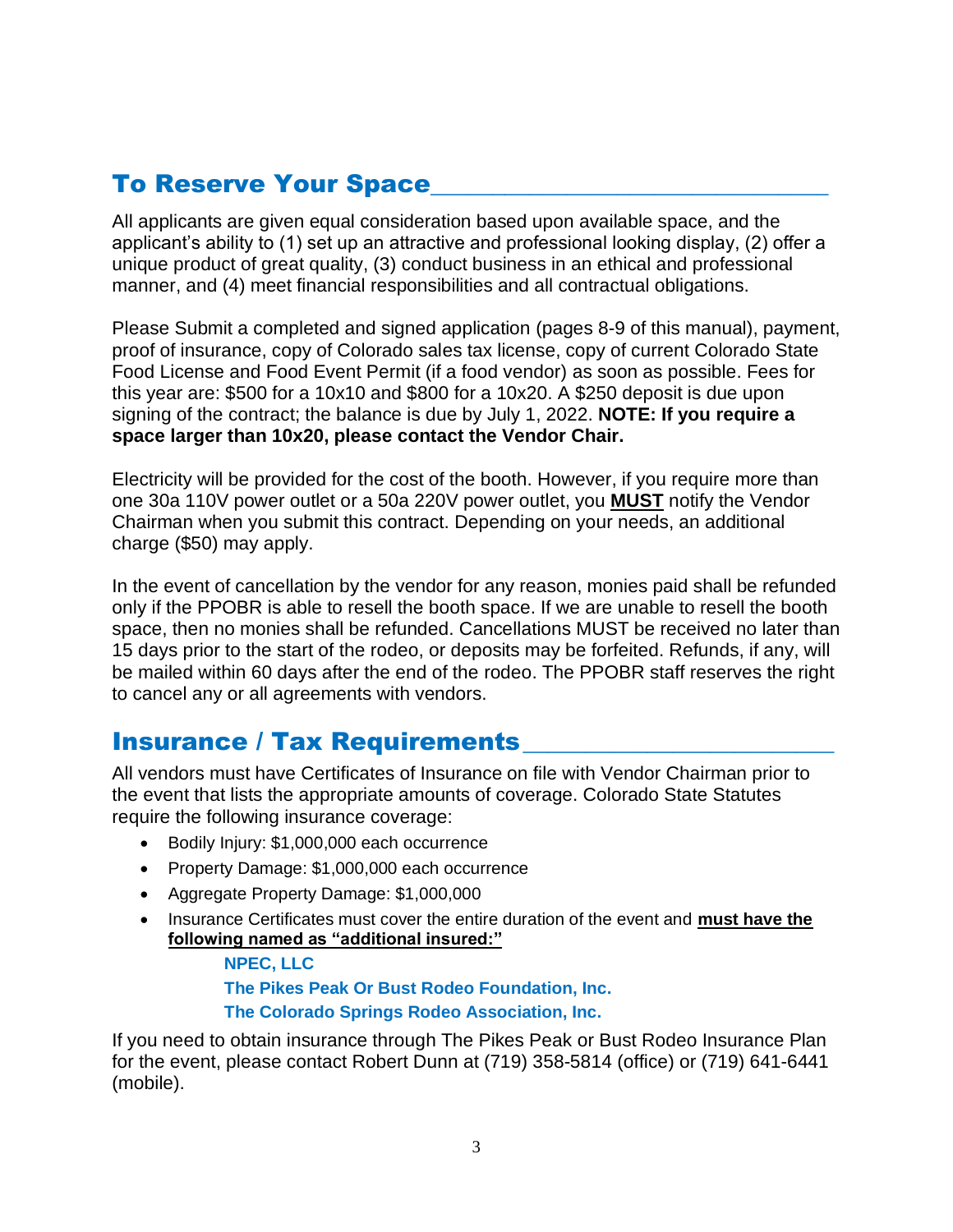## To Reserve Your Space

All applicants are given equal consideration based upon available space, and the applicant's ability to (1) set up an attractive and professional looking display, (2) offer a unique product of great quality, (3) conduct business in an ethical and professional manner, and (4) meet financial responsibilities and all contractual obligations.

Please Submit a completed and signed application (pages 8-9 of this manual), payment, proof of insurance, copy of Colorado sales tax license, copy of current Colorado State Food License and Food Event Permit (if a food vendor) as soon as possible. Fees for this year are: $500 for a 10x10 and $800 for a 10x20. A $250 deposit is due upon signing of the contract; the balance is due by July 1, 2022. **NOTE: If you require a space larger than 10x20, please contact the Vendor Chair.**

Electricity will be provided for the cost of the booth. However, if you require more than one 30a 110V power outlet or a 50a 220V power outlet, you **MUST** notify the Vendor Chairman when you submit this contract. Depending on your needs, an additional charge ($50) may apply.

In the event of cancellation by the vendor for any reason, monies paid shall be refunded only if the PPOBR is able to resell the booth space. If we are unable to resell the booth space, then no monies shall be refunded. Cancellations MUST be received no later than 15 days prior to the start of the rodeo, or deposits may be forfeited. Refunds, if any, will be mailed within 60 days after the end of the rodeo. The PPOBR staff reserves the right to cancel any or all agreements with vendors.

## Insurance / Tax Requirements

All vendors must have Certificates of Insurance on file with Vendor Chairman prior to the event that lists the appropriate amounts of coverage. Colorado State Statutes require the following insurance coverage:

- Bodily Injury: $1,000,000 each occurrence
- Property Damage: $1,000,000 each occurrence
- Aggregate Property Damage: $1,000,000
- Insurance Certificates must cover the entire duration of the event and **must have the following named as "additional insured:"**

  **NPEC, LLC**
  **The Pikes Peak Or Bust Rodeo Foundation, Inc.**
  **The Colorado Springs Rodeo Association, Inc.**

If you need to obtain insurance through The Pikes Peak or Bust Rodeo Insurance Plan for the event, please contact Robert Dunn at (719) 358-5814 (office) or (719) 641-6441 (mobile).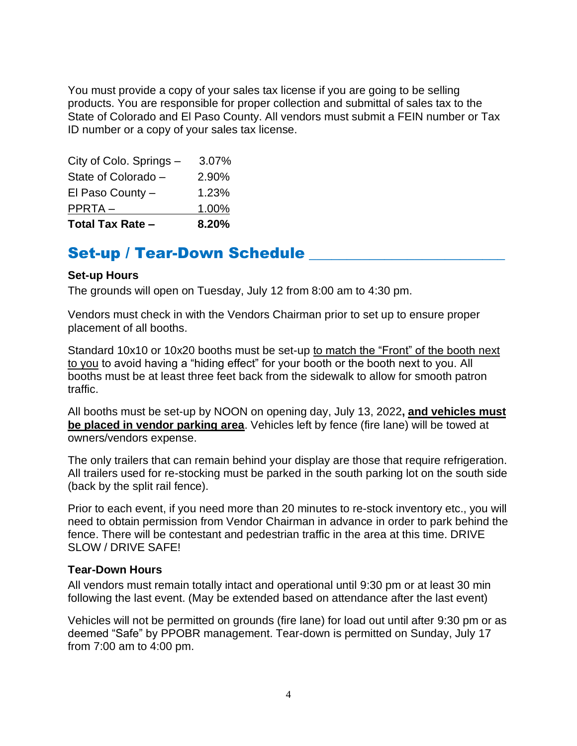You must provide a copy of your sales tax license if you are going to be selling products. You are responsible for proper collection and submittal of sales tax to the State of Colorado and El Paso County. All vendors must submit a FEIN number or Tax ID number or a copy of your sales tax license.

| | |
|---|---|
| City of Colo. Springs – | 3.07% |
| State of Colorado – | 2.90% |
| El Paso County – | 1.23% |
| PPRTA – | 1.00% |
| **Total Tax Rate –** | **8.20%** |

## Set-up / Tear-Down Schedule

**Set-up Hours**

The grounds will open on Tuesday, July 12 from 8:00 am to 4:30 pm.

Vendors must check in with the Vendors Chairman prior to set up to ensure proper placement of all booths.

Standard 10x10 or 10x20 booths must be set-up to match the "Front" of the booth next to you to avoid having a "hiding effect" for your booth or the booth next to you. All booths must be at least three feet back from the sidewalk to allow for smooth patron traffic.

All booths must be set-up by NOON on opening day, July 13, 2022**, and vehicles must be placed in vendor parking area**. Vehicles left by fence (fire lane) will be towed at owners/vendors expense.

The only trailers that can remain behind your display are those that require refrigeration. All trailers used for re-stocking must be parked in the south parking lot on the south side (back by the split rail fence).

Prior to each event, if you need more than 20 minutes to re-stock inventory etc., you will need to obtain permission from Vendor Chairman in advance in order to park behind the fence. There will be contestant and pedestrian traffic in the area at this time. DRIVE SLOW / DRIVE SAFE!

**Tear-Down Hours**

All vendors must remain totally intact and operational until 9:30 pm or at least 30 min following the last event. (May be extended based on attendance after the last event)

Vehicles will not be permitted on grounds (fire lane) for load out until after 9:30 pm or as deemed "Safe" by PPOBR management. Tear-down is permitted on Sunday, July 17 from 7:00 am to 4:00 pm.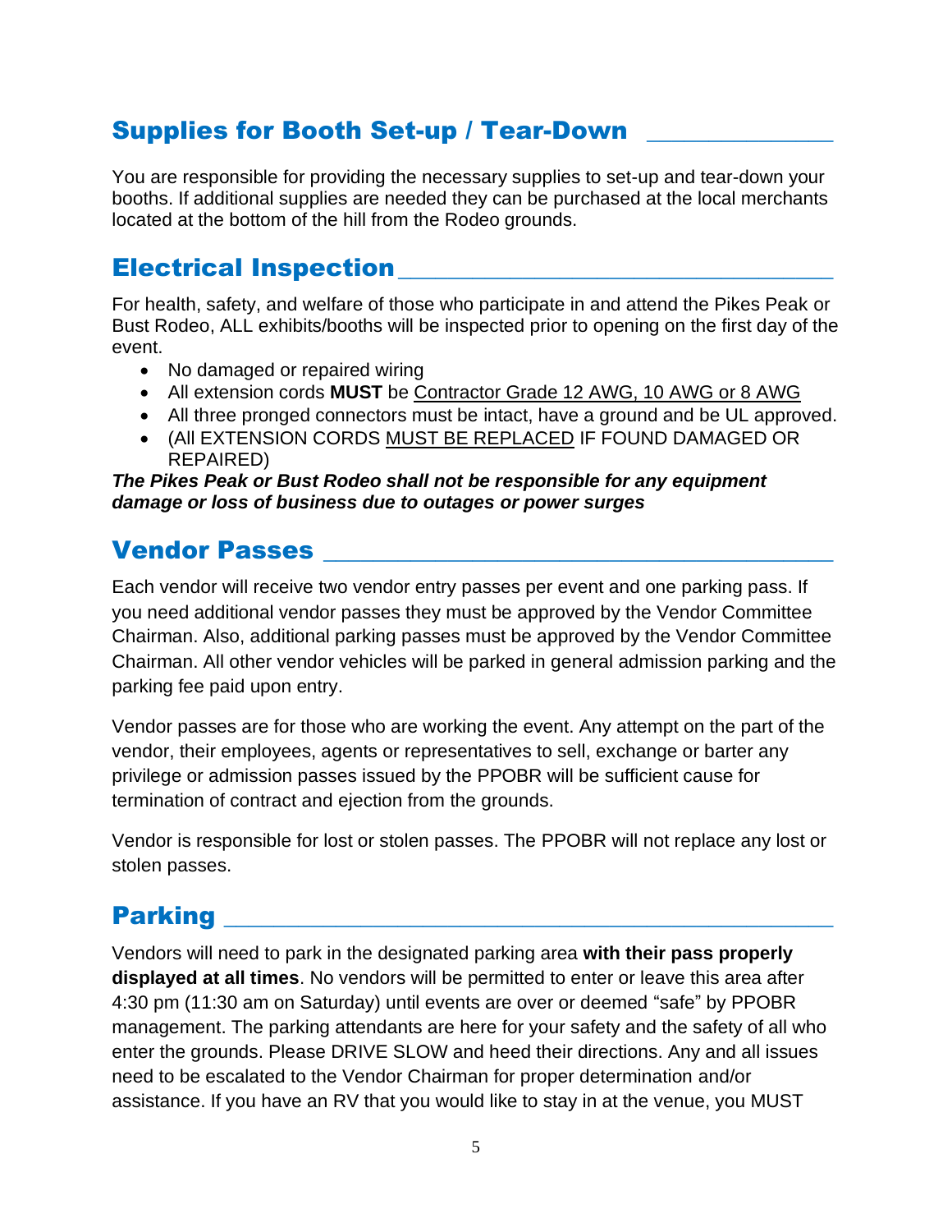## Supplies for Booth Set-up / Tear-Down

You are responsible for providing the necessary supplies to set-up and tear-down your booths. If additional supplies are needed they can be purchased at the local merchants located at the bottom of the hill from the Rodeo grounds.

## Electrical Inspection

For health, safety, and welfare of those who participate in and attend the Pikes Peak or Bust Rodeo, ALL exhibits/booths will be inspected prior to opening on the first day of the event.

- No damaged or repaired wiring
- All extension cords **MUST** be <u>Contractor Grade 12 AWG, 10 AWG or 8 AWG</u>
- All three pronged connectors must be intact, have a ground and be UL approved.
- (All EXTENSION CORDS <u>MUST BE REPLACED</u> IF FOUND DAMAGED OR REPAIRED)

***The Pikes Peak or Bust Rodeo shall not be responsible for any equipment damage or loss of business due to outages or power surges***

## Vendor Passes

Each vendor will receive two vendor entry passes per event and one parking pass. If you need additional vendor passes they must be approved by the Vendor Committee Chairman. Also, additional parking passes must be approved by the Vendor Committee Chairman. All other vendor vehicles will be parked in general admission parking and the parking fee paid upon entry.

Vendor passes are for those who are working the event. Any attempt on the part of the vendor, their employees, agents or representatives to sell, exchange or barter any privilege or admission passes issued by the PPOBR will be sufficient cause for termination of contract and ejection from the grounds.

Vendor is responsible for lost or stolen passes. The PPOBR will not replace any lost or stolen passes.

## Parking

Vendors will need to park in the designated parking area **with their pass properly displayed at all times**. No vendors will be permitted to enter or leave this area after 4:30 pm (11:30 am on Saturday) until events are over or deemed "safe" by PPOBR management. The parking attendants are here for your safety and the safety of all who enter the grounds. Please DRIVE SLOW and heed their directions. Any and all issues need to be escalated to the Vendor Chairman for proper determination and/or assistance. If you have an RV that you would like to stay in at the venue, you MUST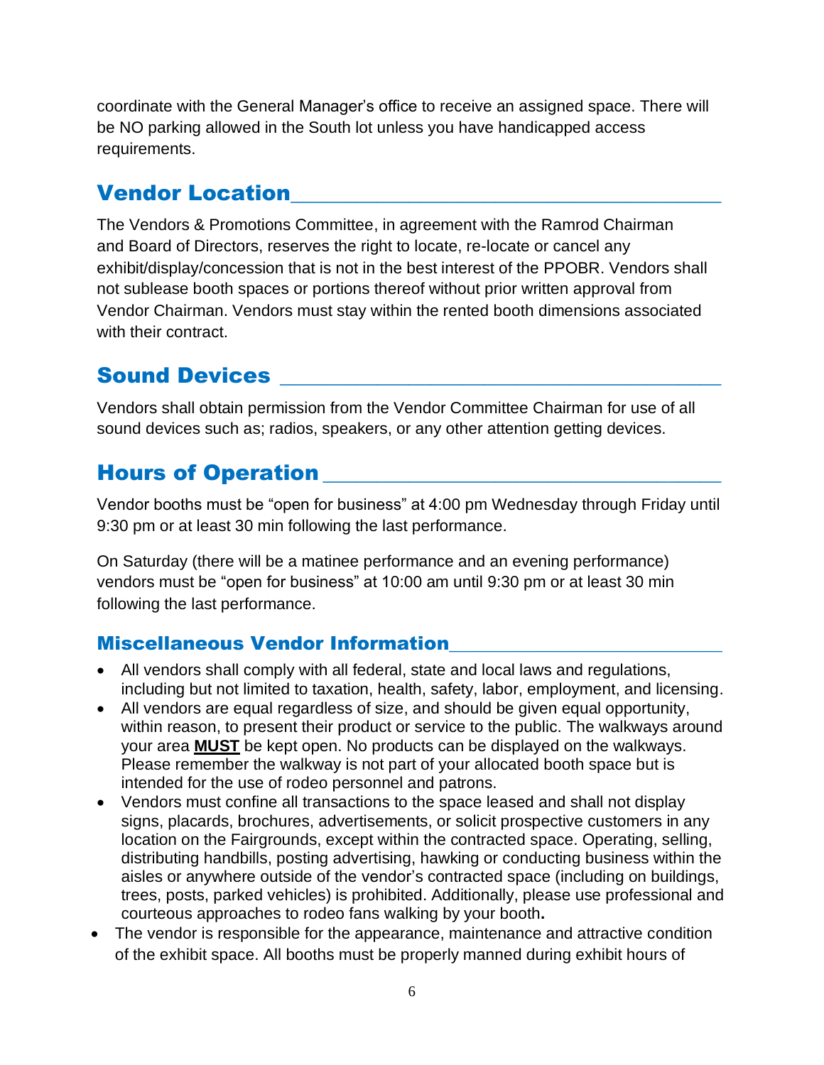coordinate with the General Manager's office to receive an assigned space. There will be NO parking allowed in the South lot unless you have handicapped access requirements.

## Vendor Location

The Vendors & Promotions Committee, in agreement with the Ramrod Chairman and Board of Directors, reserves the right to locate, re-locate or cancel any exhibit/display/concession that is not in the best interest of the PPOBR. Vendors shall not sublease booth spaces or portions thereof without prior written approval from Vendor Chairman. Vendors must stay within the rented booth dimensions associated with their contract.

## Sound Devices

Vendors shall obtain permission from the Vendor Committee Chairman for use of all sound devices such as; radios, speakers, or any other attention getting devices.

## Hours of Operation

Vendor booths must be "open for business" at 4:00 pm Wednesday through Friday until 9:30 pm or at least 30 min following the last performance.

On Saturday (there will be a matinee performance and an evening performance) vendors must be "open for business" at 10:00 am until 9:30 pm or at least 30 min following the last performance.

### Miscellaneous Vendor Information

- All vendors shall comply with all federal, state and local laws and regulations, including but not limited to taxation, health, safety, labor, employment, and licensing.
- All vendors are equal regardless of size, and should be given equal opportunity, within reason, to present their product or service to the public. The walkways around your area **MUST** be kept open. No products can be displayed on the walkways. Please remember the walkway is not part of your allocated booth space but is intended for the use of rodeo personnel and patrons.
- Vendors must confine all transactions to the space leased and shall not display signs, placards, brochures, advertisements, or solicit prospective customers in any location on the Fairgrounds, except within the contracted space. Operating, selling, distributing handbills, posting advertising, hawking or conducting business within the aisles or anywhere outside of the vendor's contracted space (including on buildings, trees, posts, parked vehicles) is prohibited. Additionally, please use professional and courteous approaches to rodeo fans walking by your booth.
- The vendor is responsible for the appearance, maintenance and attractive condition of the exhibit space. All booths must be properly manned during exhibit hours of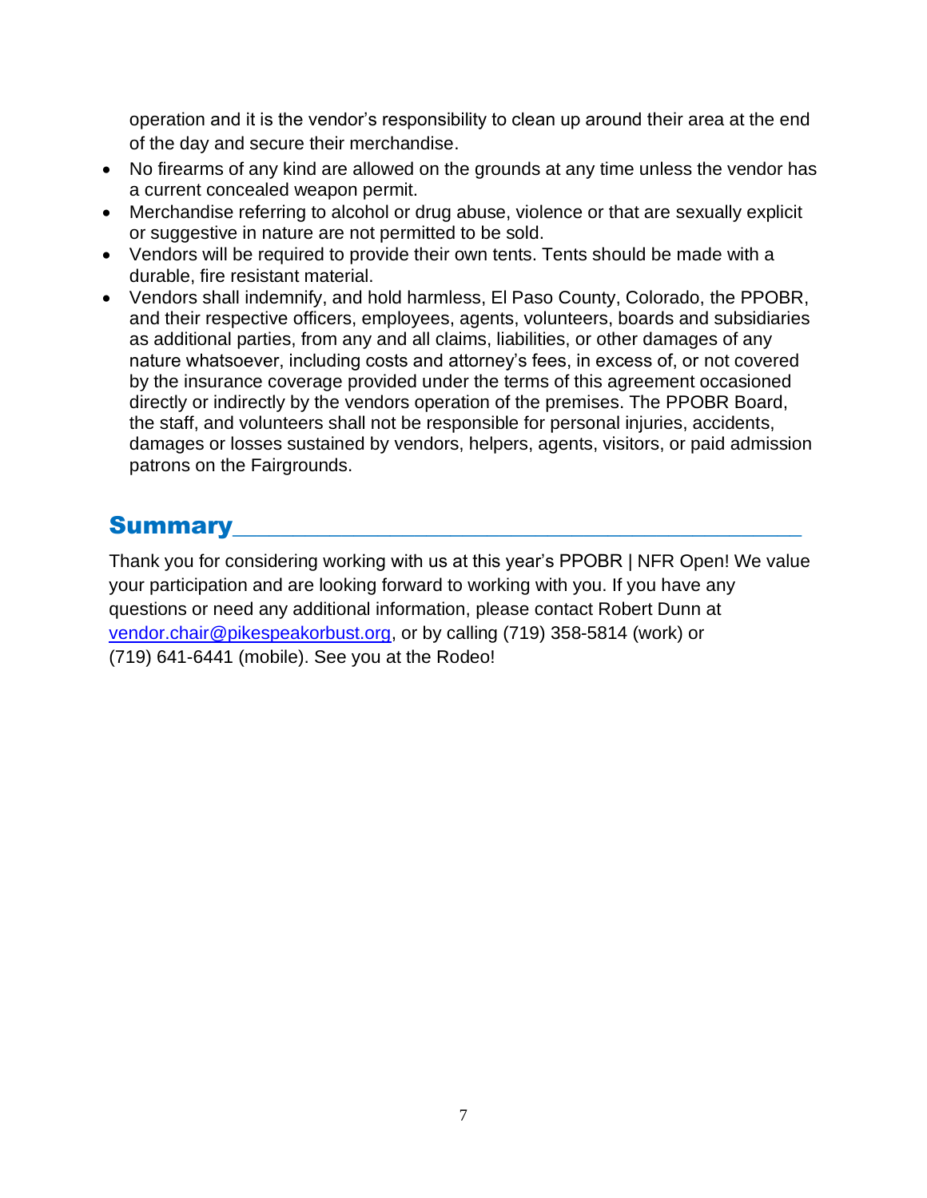operation and it is the vendor's responsibility to clean up around their area at the end of the day and secure their merchandise.

- No firearms of any kind are allowed on the grounds at any time unless the vendor has a current concealed weapon permit.
- Merchandise referring to alcohol or drug abuse, violence or that are sexually explicit or suggestive in nature are not permitted to be sold.
- Vendors will be required to provide their own tents. Tents should be made with a durable, fire resistant material.
- Vendors shall indemnify, and hold harmless, El Paso County, Colorado, the PPOBR, and their respective officers, employees, agents, volunteers, boards and subsidiaries as additional parties, from any and all claims, liabilities, or other damages of any nature whatsoever, including costs and attorney's fees, in excess of, or not covered by the insurance coverage provided under the terms of this agreement occasioned directly or indirectly by the vendors operation of the premises. The PPOBR Board, the staff, and volunteers shall not be responsible for personal injuries, accidents, damages or losses sustained by vendors, helpers, agents, visitors, or paid admission patrons on the Fairgrounds.

## Summary

Thank you for considering working with us at this year's PPOBR | NFR Open! We value your participation and are looking forward to working with you. If you have any questions or need any additional information, please contact Robert Dunn at vendor.chair@pikespeakorbust.org, or by calling (719) 358-5814 (work) or (719) 641-6441 (mobile). See you at the Rodeo!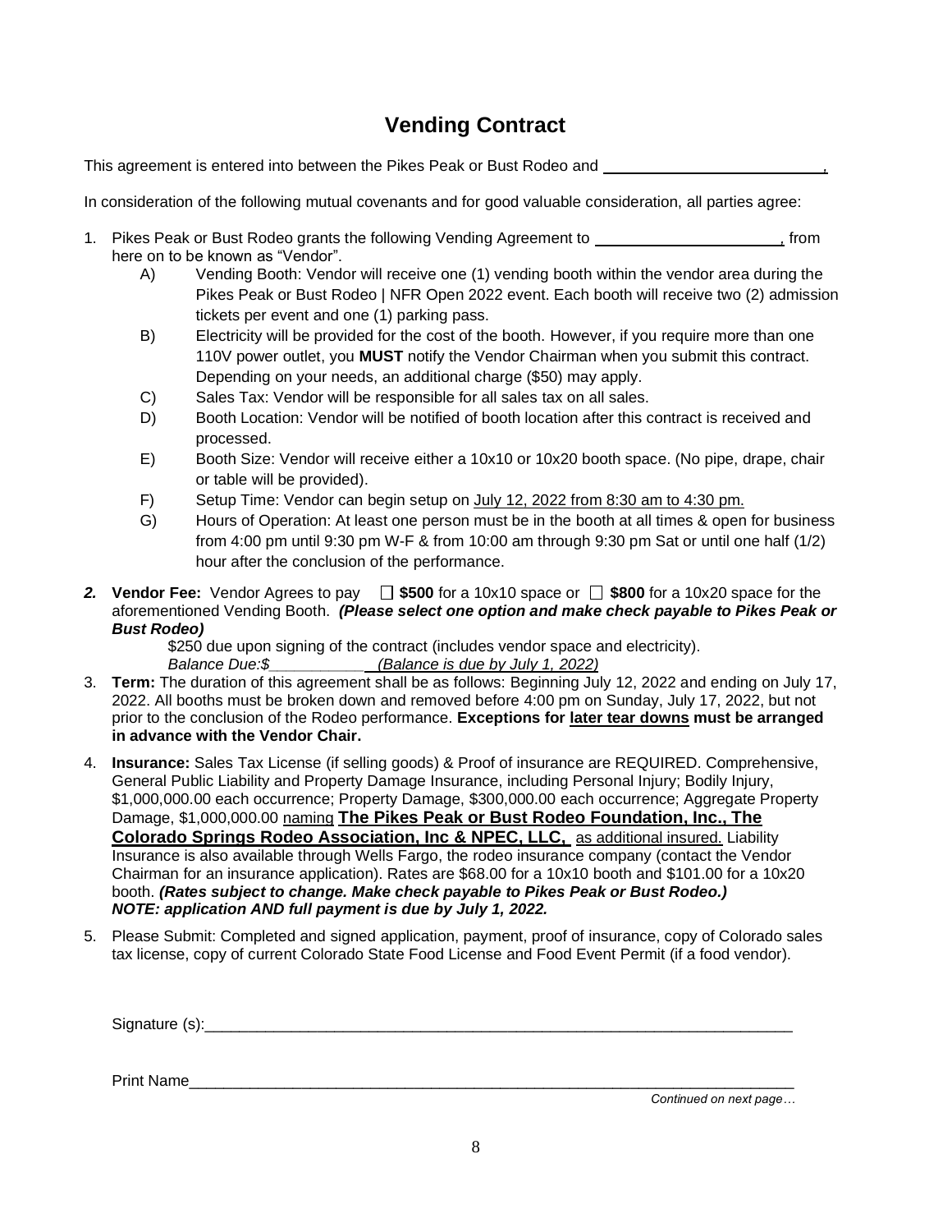# Vending Contract

This agreement is entered into between the Pikes Peak or Bust Rodeo and ________________________.

In consideration of the following mutual covenants and for good valuable consideration, all parties agree:

1. Pikes Peak or Bust Rodeo grants the following Vending Agreement to ____________________, from here on to be known as "Vendor".
   - A) Vending Booth: Vendor will receive one (1) vending booth within the vendor area during the Pikes Peak or Bust Rodeo | NFR Open 2022 event. Each booth will receive two (2) admission tickets per event and one (1) parking pass.
   - B) Electricity will be provided for the cost of the booth. However, if you require more than one 110V power outlet, you **MUST** notify the Vendor Chairman when you submit this contract. Depending on your needs, an additional charge ($50) may apply.
   - C) Sales Tax: Vendor will be responsible for all sales tax on all sales.
   - D) Booth Location: Vendor will be notified of booth location after this contract is received and processed.
   - E) Booth Size: Vendor will receive either a 10x10 or 10x20 booth space. (No pipe, drape, chair or table will be provided).
   - F) Setup Time: Vendor can begin setup on July 12, 2022 from 8:30 am to 4:30 pm.
   - G) Hours of Operation: At least one person must be in the booth at all times & open for business from 4:00 pm until 9:30 pm W-F & from 10:00 am through 9:30 pm Sat or until one half (1/2) hour after the conclusion of the performance.

2. **Vendor Fee:** Vendor Agrees to pay ☐ **$500** for a 10x10 space or ☐ **$800** for a 10x20 space for the aforementioned Vending Booth. ***(Please select one option and make check payable to Pikes Peak or Bust Rodeo)***

   $250 due upon signing of the contract (includes vendor space and electricity).
   *Balance Due:$____________ (Balance is due by July 1, 2022)*

3. **Term:** The duration of this agreement shall be as follows: Beginning July 12, 2022 and ending on July 17, 2022. All booths must be broken down and removed before 4:00 pm on Sunday, July 17, 2022, but not prior to the conclusion of the Rodeo performance. **Exceptions for later tear downs must be arranged in advance with the Vendor Chair.**

4. **Insurance:** Sales Tax License (if selling goods) & Proof of insurance are REQUIRED. Comprehensive, General Public Liability and Property Damage Insurance, including Personal Injury; Bodily Injury, $1,000,000.00 each occurrence; Property Damage, $300,000.00 each occurrence; Aggregate Property Damage, $1,000,000.00 naming **The Pikes Peak or Bust Rodeo Foundation, Inc., The Colorado Springs Rodeo Association, Inc & NPEC, LLC,** as additional insured. Liability Insurance is also available through Wells Fargo, the rodeo insurance company (contact the Vendor Chairman for an insurance application). Rates are $68.00 for a 10x10 booth and $101.00 for a 10x20 booth. ***(Rates subject to change. Make check payable to Pikes Peak or Bust Rodeo.)***
   ***NOTE: application AND full payment is due by July 1, 2022.***

5. Please Submit: Completed and signed application, payment, proof of insurance, copy of Colorado sales tax license, copy of current Colorado State Food License and Food Event Permit (if a food vendor).

Signature (s):______________________________________________________________________

Print Name_________________________________________________________________________

*Continued on next page…*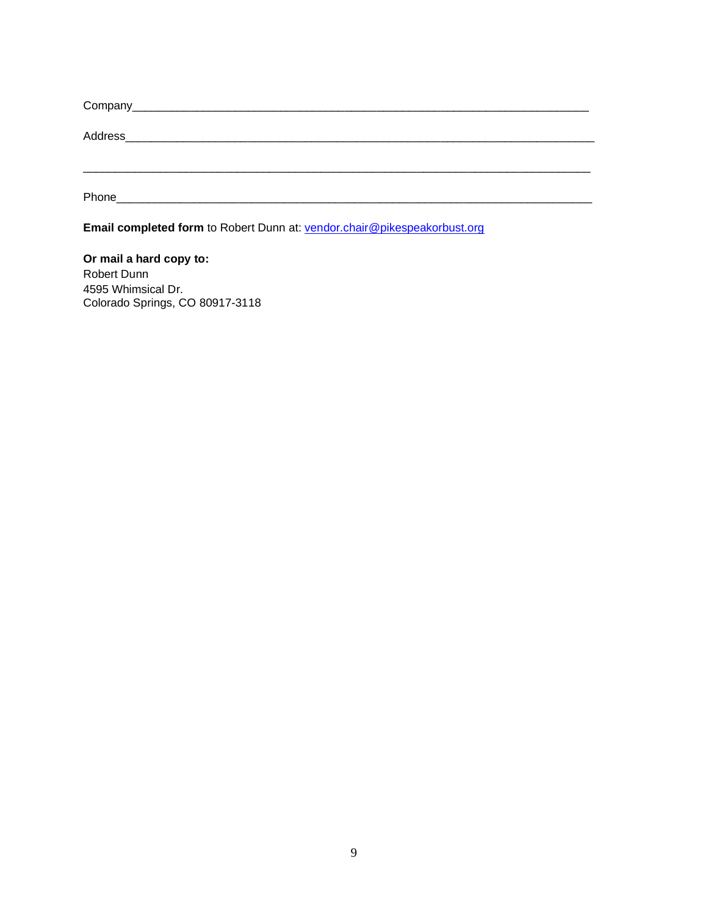Company_____________________________________________________________________

Address______________________________________________________________________

_____________________________________________________________________________

Phone_______________________________________________________________________

**Email completed form** to Robert Dunn at: vendor.chair@pikespeakorbust.org

**Or mail a hard copy to:**
Robert Dunn
4595 Whimsical Dr.
Colorado Springs, CO 80917-3118